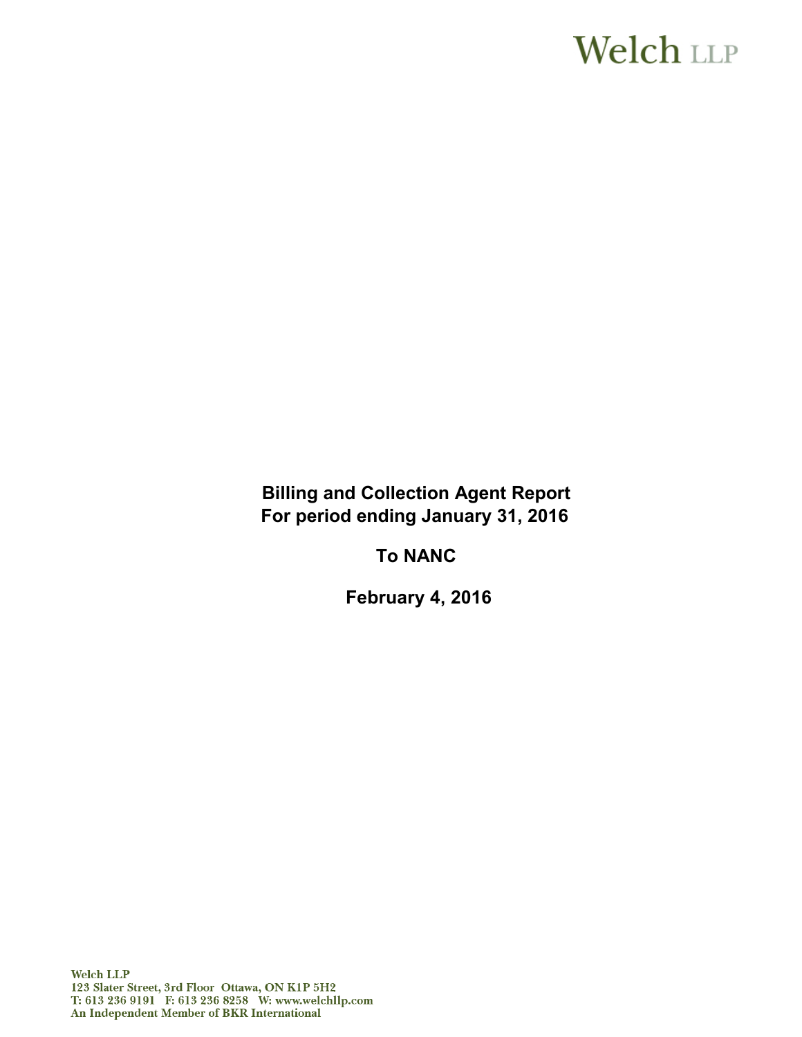Welch LLP

**Billing and Collection Agent Report**
**For period ending January 31, 2016**

**To NANC**

**February 4, 2016**

Welch LLP
123 Slater Street, 3rd Floor Ottawa, ON K1P 5H2
T: 613 236 9191 F: 613 236 8258 W: www.welchllp.com
An Independent Member of BKR International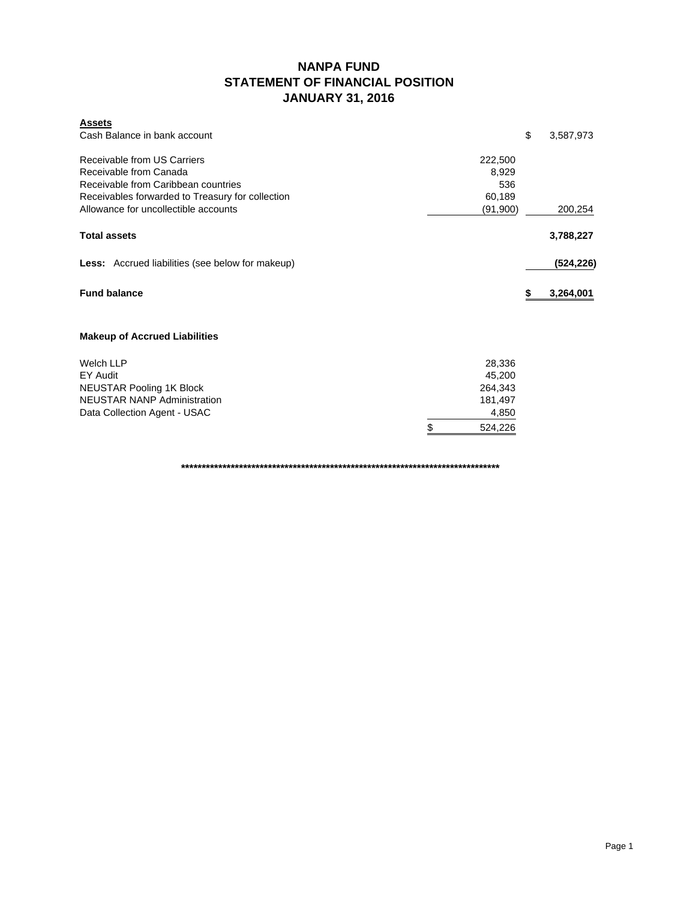# NANPA FUND
## STATEMENT OF FINANCIAL POSITION
## JANUARY 31, 2016

| **Assets** | | |
|---|---|---|
| Cash Balance in bank account | | $ 3,587,973 |
| | | |
| Receivable from US Carriers | 222,500 | |
| Receivable from Canada | 8,929 | |
| Receivable from Caribbean countries | 536 | |
| Receivables forwarded to Treasury for collection | 60,189 | |
| Allowance for uncollectible accounts | (91,900) | 200,254 |
| | | |
| **Total assets** | | **3,788,227** |
| | | |
| **Less:** Accrued liabilities (see below for makeup) | | **(524,226)** |
| | | |
| **Fund balance** | | **$ 3,264,001** |

**Makeup of Accrued Liabilities**

| | |
|---|---|
| Welch LLP | 28,336 |
| EY Audit | 45,200 |
| NEUSTAR Pooling 1K Block | 264,343 |
| NEUSTAR NANP Administration | 181,497 |
| Data Collection Agent - USAC | 4,850 |
| | $ 524,226 |

*******************************************************************************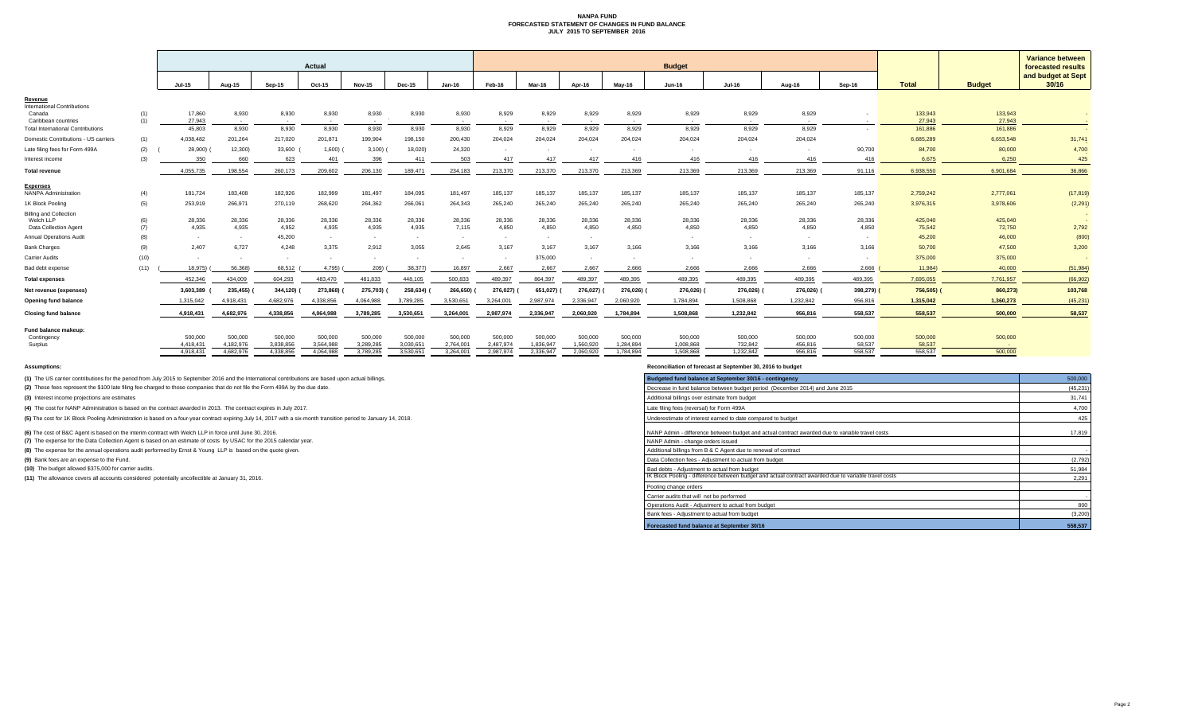# NANPA FUND
## FORECASTED STATEMENT OF CHANGES IN FUND BALANCE
### JULY 2015 TO SEPTEMBER 2016

| | | Actual | | | | | | | Budget | | | | | | | | | | Variance between forecasted results and budget at Sept 30/16 |
|---|---|---|---|---|---|---|---|---|---|---|---|---|---|---|---|---|---|---|---|
| | | Jul-15 | Aug-15 | Sep-15 | Oct-15 | Nov-15 | Dec-15 | Jan-16 | Feb-16 | Mar-16 | Apr-16 | May-16 | Jun-16 | Jul-16 | Aug-16 | Sep-16 | Total | Budget | |
| **Revenue** | | | | | | | | | | | | | | | | | | | |
| International Contributions | | | | | | | | | | | | | | | | | | | |
| Canada | (1) | 17,860 | 8,930 | 8,930 | 8,930 | 8,930 | 8,930 | 8,930 | 8,929 | 8,929 | 8,929 | 8,929 | 8,929 | 8,929 | 8,929 | - | 133,943 | 133,943 | - |
| Caribbean countries | (1) | 27,943 | - | - | - | - | - | - | - | - | - | - | - | - | - | - | 27,943 | 27,943 | - |
| Total International Contributions | | 45,803 | 8,930 | 8,930 | 8,930 | 8,930 | 8,930 | 8,930 | 8,929 | 8,929 | 8,929 | 8,929 | 8,929 | 8,929 | 8,929 | - | 161,886 | 161,886 | - |
| Domestic Contributions - US carriers | (1) | 4,038,482 | 201,264 | 217,020 | 201,871 | 199,904 | 198,150 | 200,430 | 204,024 | 204,024 | 204,024 | 204,024 | 204,024 | 204,024 | 204,024 | | 6,685,289 | 6,653,548 | 31,741 |
| Late filing fees for Form 499A | (2) | (28,900) | (12,300) | 33,600 | (1,600) | (3,100) | (18,020) | 24,320 | - | - | - | - | - | - | - | 90,700 | 84,700 | 80,000 | 4,700 |
| Interest income | (3) | 350 | 660 | 623 | 401 | 396 | 411 | 503 | 417 | 417 | 417 | 416 | 416 | 416 | 416 | 416 | 6,675 | 6,250 | 425 |
| **Total revenue** | | 4,055,735 | 198,554 | 260,173 | 209,602 | 206,130 | 189,471 | 234,183 | 213,370 | 213,370 | 213,370 | 213,369 | 213,369 | 213,369 | 213,369 | 91,116 | 6,938,550 | 6,901,684 | 36,866 |
| **Expenses** | | | | | | | | | | | | | | | | | | | |
| NANPA Administration | (4) | 181,724 | 183,408 | 182,926 | 182,999 | 181,497 | 184,095 | 181,497 | 185,137 | 185,137 | 185,137 | 185,137 | 185,137 | 185,137 | 185,137 | 185,137 | 2,759,242 | 2,777,061 | (17,819) |
| 1K Block Pooling | (5) | 253,919 | 266,971 | 270,119 | 268,620 | 264,362 | 266,061 | 264,343 | 265,240 | 265,240 | 265,240 | 265,240 | 265,240 | 265,240 | 265,240 | 265,240 | 3,976,315 | 3,978,606 | (2,291) |
| Billing and Collection | | | | | | | | | | | | | | | | | | | |
| Welch LLP | (6) | 28,336 | 28,336 | 28,336 | 28,336 | 28,336 | 28,336 | 28,336 | 28,336 | 28,336 | 28,336 | 28,336 | 28,336 | 28,336 | 28,336 | 28,336 | 425,040 | 425,040 | - |
| Data Collection Agent | (7) | 4,935 | 4,935 | 4,952 | 4,935 | 4,935 | 4,935 | 7,115 | 4,850 | 4,850 | 4,850 | 4,850 | 4,850 | 4,850 | 4,850 | 4,850 | 75,542 | 72,750 | 2,792 |
| Annual Operations Audit | (8) | - | - | 45,200 | - | - | - | - | - | - | - | | - | - | - | - | 45,200 | 46,000 | (800) |
| Bank Charges | (9) | 2,407 | 6,727 | 4,248 | 3,375 | 2,912 | 3,055 | 2,645 | 3,167 | 3,167 | 3,167 | 3,166 | 3,166 | 3,166 | 3,166 | 3,166 | 50,700 | 47,500 | 3,200 |
| Carrier Audits | (10) | - | - | - | - | - | - | - | - | 375,000 | - | - | - | - | - | - | 375,000 | 375,000 | - |
| Bad debt expense | (11) | (18,975) | (56,368) | 68,512 | (4,795) | (209) | (38,377) | 16,897 | 2,667 | 2,667 | 2,667 | 2,666 | 2,666 | 2,666 | 2,666 | 2,666 | 11,984) | 40,000 | (51,984) |
| **Total expenses** | | 452,346 | 434,009 | 604,293 | 483,470 | 481,833 | 448,105 | 500,833 | 489,397 | 864,397 | 489,397 | 489,395 | 489,395 | 489,395 | 489,395 | 489,395 | 7,695,055 | 7,761,957 | (66,902) |
| **Net revenue (expenses)** | | 3,603,389 | (235,455) | (344,120) | (273,868) | (275,703) | (258,634) | (266,650) | (276,027) | (651,027) | (276,027) | (276,026) | (276,026) | (276,026) | (276,026) | (398,279) | (756,505) | (860,273) | 103,768 |
| Opening fund balance | | 1,315,042 | 4,918,431 | 4,682,976 | 4,338,856 | 4,064,988 | 3,789,285 | 3,530,651 | 3,264,001 | 2,987,974 | 2,336,947 | 2,060,920 | 1,784,894 | 1,508,868 | 1,232,842 | 956,816 | 1,315,042 | 1,360,273 | (45,231) |
| **Closing fund balance** | | 4,918,431 | 4,682,976 | 4,338,856 | 4,064,988 | 3,789,285 | 3,530,651 | 3,264,001 | 2,987,974 | 2,336,947 | 2,060,920 | 1,784,894 | 1,508,868 | 1,232,842 | 956,816 | 558,537 | 558,537 | 500,000 | 58,537 |
| **Fund balance makeup:** | | | | | | | | | | | | | | | | | | | |
| Contingency | | 500,000 | 500,000 | 500,000 | 500,000 | 500,000 | 500,000 | 500,000 | 500,000 | 500,000 | 500,000 | 500,000 | 500,000 | 500,000 | 500,000 | 500,000 | 500,000 | 500,000 | |
| Surplus | | 4,418,431 | 4,182,976 | 3,838,856 | 3,564,988 | 3,289,285 | 3,030,651 | 2,764,001 | 2,487,974 | 1,836,947 | 1,560,920 | 1,284,894 | 1,008,868 | 732,842 | 456,816 | 58,537 | 58,537 | - | |
| | | 4,918,431 | 4,682,976 | 4,338,856 | 4,064,988 | 3,789,285 | 3,530,651 | 3,264,001 | 2,987,974 | 2,336,947 | 2,060,920 | 1,784,894 | 1,508,868 | 1,232,842 | 956,816 | 558,537 | 558,537 | 500,000 | |

**Assumptions:**

**(1)** The US carrier contributions for the period from July 2015 to September 2016 and the International contributions are based upon actual billings.

**(2)** These fees represent the $100 late filing fee charged to those companies that do not file the Form 499A by the due date.

**(3)** Interest income projections are estimates

**(4)** The cost for NANP Administration is based on the contract awarded in 2013. The contract expires in July 2017.

**(5)** The cost for 1K Block Pooling Administration is based on a four-year contract expiring July 14, 2017 with a six-month transition period to January 14, 2018.

**(6)** The cost of B&C Agent is based on the interim contract with Welch LLP in force until June 30, 2016.

**(7)** The expense for the Data Collection Agent is based on an estimate of costs by USAC for the 2015 calendar year.

**(8)** The expense for the annual operations audit performed by Ernst & Young LLP is based on the quote given.

**(9)** Bank fees are an expense to the Fund.

**(10)** The budget allowed $375,000 for carrier audits.

**(11)** The allowance covers all accounts considered potentially uncollectible at January 31, 2016.

**Reconciliation of forecast at September 30, 2016 to budget**

| Item | Amount |
|---|---|
| **Budgeted fund balance at September 30/16 - contingency** | 500,000 |
| Decrease in fund balance between budget period (December 2014) and June 2015 | (45,231) |
| Additional billings over estimate from budget | 31,741 |
| Late filing fees (reversal) for Form 499A | 4,700 |
| Underestimate of interest earned to date compared to budget | 425 |
| NANP Admin - difference between budget and actual contract awarded due to variable travel costs | 17,819 |
| NANP Admin - change orders issued | |
| Additional billings from B & C Agent due to renewal of contract | - |
| Data Collection fees - Adjustment to actual from budget | (2,792) |
| Bad debts - Adjustment to actual from budget | 51,984 |
| IK Block Pooling - difference between budget and actual contract awarded due to variable travel costs | 2,291 |
| Pooling change orders | |
| Carrier audits that will not be performed | - |
| Operations Audit - Adjustment to actual from budget | 800 |
| Bank fees - Adjustment to actual from budget | (3,200) |
| **Forecasted fund balance at September 30/16** | **558,537** |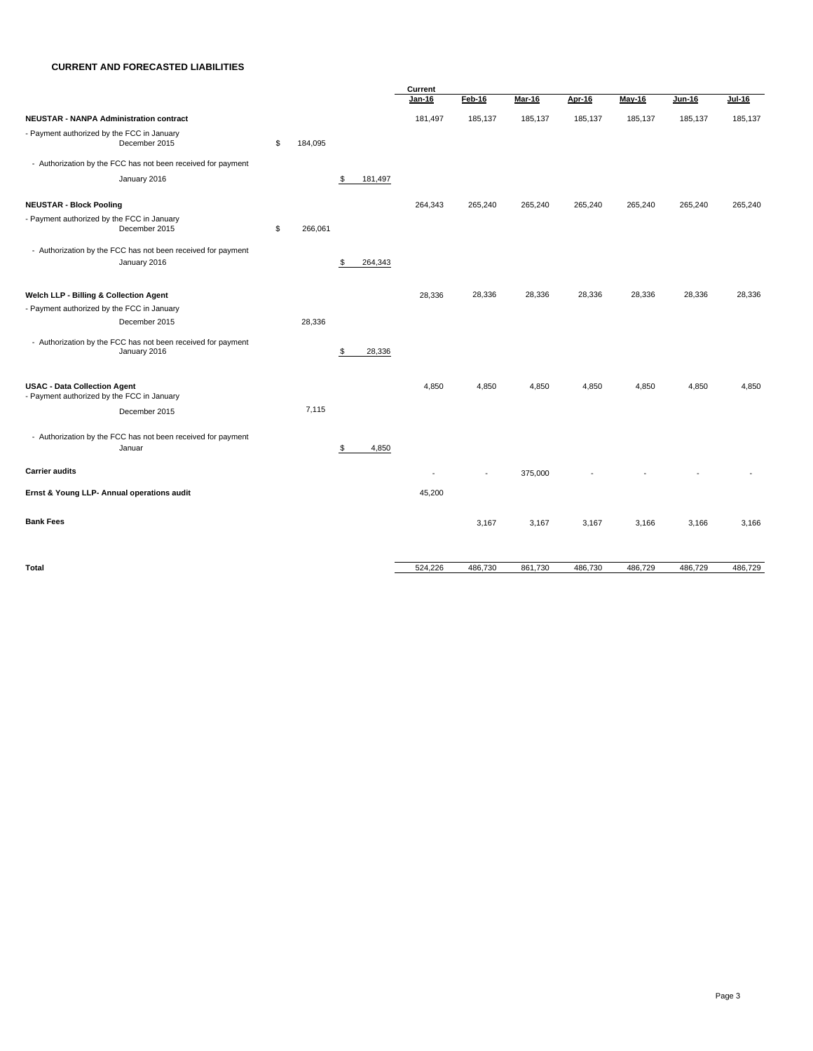## CURRENT AND FORECASTED LIABILITIES

| | | | Current Jan-16 | Feb-16 | Mar-16 | Apr-16 | May-16 | Jun-16 | Jul-16 |
|---|---|---|---|---|---|---|---|---|---|
| **NEUSTAR - NANPA Administration contract** | | | 181,497 | 185,137 | 185,137 | 185,137 | 185,137 | 185,137 | 185,137 |
| - Payment authorized by the FCC in January December 2015 | $ 184,095 | | | | | | | | |
| - Authorization by the FCC has not been received for payment January 2016 | | $ 181,497 | | | | | | | |
| **NEUSTAR - Block Pooling** | | | 264,343 | 265,240 | 265,240 | 265,240 | 265,240 | 265,240 | 265,240 |
| - Payment authorized by the FCC in January December 2015 | $ 266,061 | | | | | | | | |
| - Authorization by the FCC has not been received for payment January 2016 | | $ 264,343 | | | | | | | |
| **Welch LLP - Billing & Collection Agent** | | | 28,336 | 28,336 | 28,336 | 28,336 | 28,336 | 28,336 | 28,336 |
| - Payment authorized by the FCC in January December 2015 | 28,336 | | | | | | | | |
| - Authorization by the FCC has not been received for payment January 2016 | | $ 28,336 | | | | | | | |
| **USAC - Data Collection Agent** | | | 4,850 | 4,850 | 4,850 | 4,850 | 4,850 | 4,850 | 4,850 |
| - Payment authorized by the FCC in January December 2015 | 7,115 | | | | | | | | |
| - Authorization by the FCC has not been received for payment Januar | | $ 4,850 | | | | | | | |
| **Carrier audits** | | | - | - | 375,000 | - | - | - | - |
| **Ernst & Young LLP- Annual operations audit** | | | 45,200 | | | | | | |
| **Bank Fees** | | | | 3,167 | 3,167 | 3,167 | 3,166 | 3,166 | 3,166 |
| **Total** | | | 524,226 | 486,730 | 861,730 | 486,730 | 486,729 | 486,729 | 486,729 |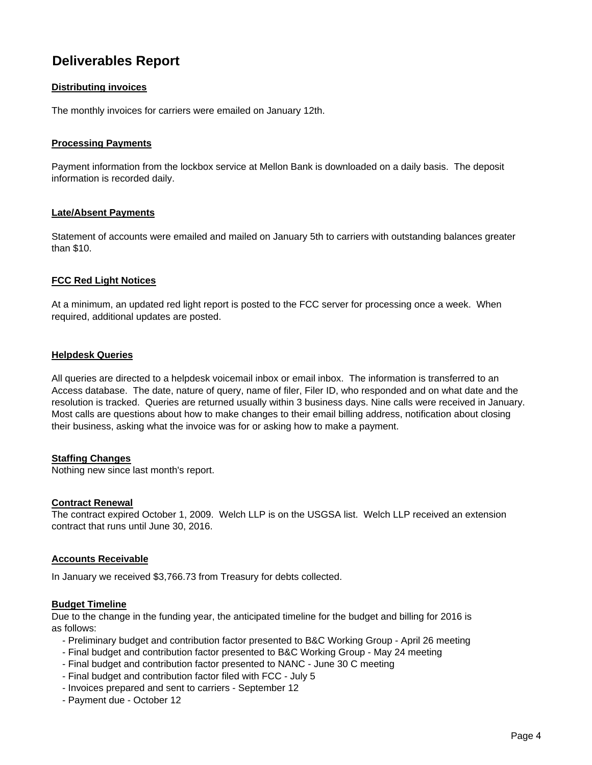# Deliverables Report

**Distributing invoices**

The monthly invoices for carriers were emailed on January 12th.

**Processing Payments**

Payment information from the lockbox service at Mellon Bank is downloaded on a daily basis. The deposit information is recorded daily.

**Late/Absent Payments**

Statement of accounts were emailed and mailed on January 5th to carriers with outstanding balances greater than $10.

**FCC Red Light Notices**

At a minimum, an updated red light report is posted to the FCC server for processing once a week. When required, additional updates are posted.

**Helpdesk Queries**

All queries are directed to a helpdesk voicemail inbox or email inbox. The information is transferred to an Access database. The date, nature of query, name of filer, Filer ID, who responded and on what date and the resolution is tracked. Queries are returned usually within 3 business days. Nine calls were received in January. Most calls are questions about how to make changes to their email billing address, notification about closing their business, asking what the invoice was for or asking how to make a payment.

**Staffing Changes**

Nothing new since last month's report.

**Contract Renewal**

The contract expired October 1, 2009. Welch LLP is on the USGSA list. Welch LLP received an extension contract that runs until June 30, 2016.

**Accounts Receivable**

In January we received $3,766.73 from Treasury for debts collected.

**Budget Timeline**

Due to the change in the funding year, the anticipated timeline for the budget and billing for 2016 is as follows:

- Preliminary budget and contribution factor presented to B&C Working Group - April 26 meeting
- Final budget and contribution factor presented to B&C Working Group - May 24 meeting
- Final budget and contribution factor presented to NANC - June 30 C meeting
- Final budget and contribution factor filed with FCC - July 5
- Invoices prepared and sent to carriers - September 12
- Payment due - October 12